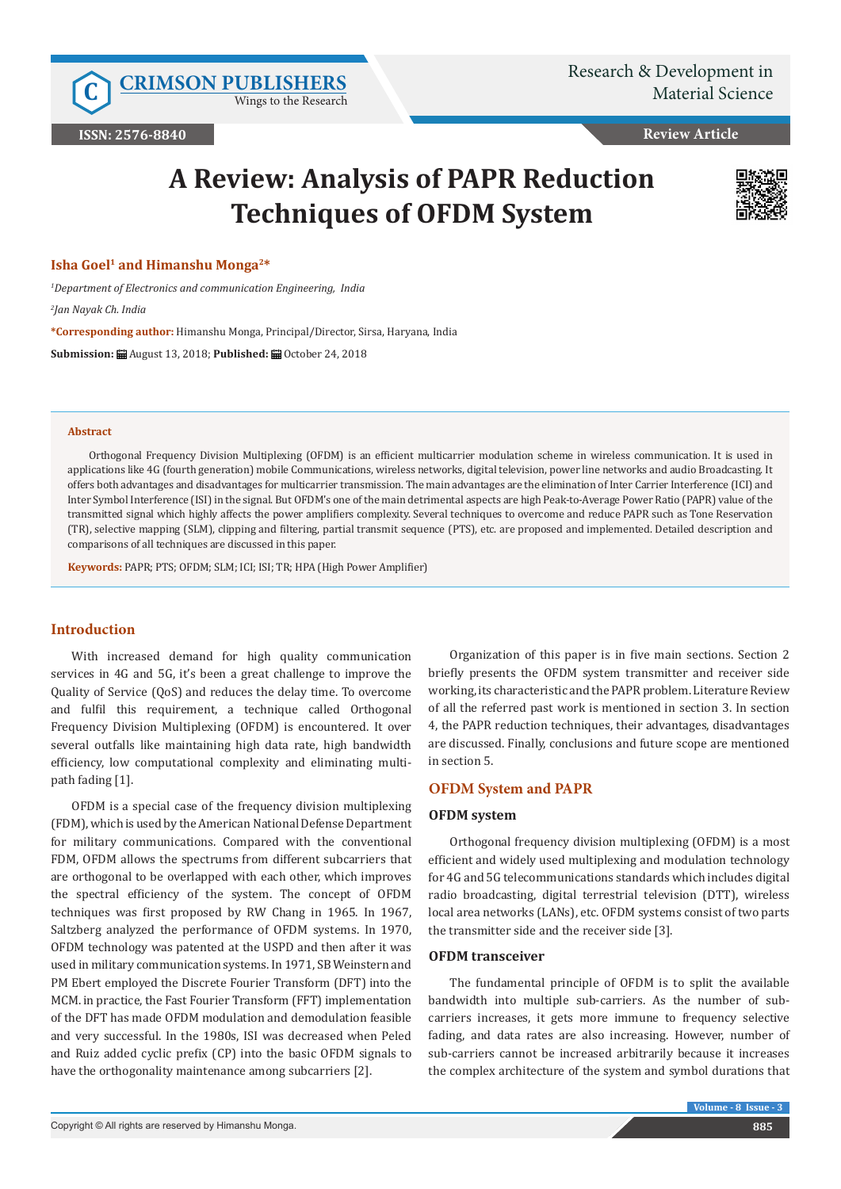# A Review: Analysis of PAPR Reduction Techniques of OFDM System

**Isha Goel[1] and Himanshu Monga[2]***

*[1]Department of Electronics and communication Engineering, India*

*[2]Jan Nayak Ch. India*

***Corresponding author:** Himanshu Monga, Principal/Director, Sirsa, Haryana, India

**Submission:** August 13, 2018; **Published:** October 24, 2018

### Abstract

Orthogonal Frequency Division Multiplexing (OFDM) is an efficient multicarrier modulation scheme in wireless communication. It is used in applications like 4G (fourth generation) mobile Communications, wireless networks, digital television, power line networks and audio Broadcasting. It offers both advantages and disadvantages for multicarrier transmission. The main advantages are the elimination of Inter Carrier Interference (ICI) and Inter Symbol Interference (ISI) in the signal. But OFDM's one of the main detrimental aspects are high Peak-to-Average Power Ratio (PAPR) value of the transmitted signal which highly affects the power amplifiers complexity. Several techniques to overcome and reduce PAPR such as Tone Reservation (TR), selective mapping (SLM), clipping and filtering, partial transmit sequence (PTS), etc. are proposed and implemented. Detailed description and comparisons of all techniques are discussed in this paper.

**Keywords:** PAPR; PTS; OFDM; SLM; ICI; ISI; TR; HPA (High Power Amplifier)

## Introduction

With increased demand for high quality communication services in 4G and 5G, it's been a great challenge to improve the Quality of Service (QoS) and reduces the delay time. To overcome and fulfil this requirement, a technique called Orthogonal Frequency Division Multiplexing (OFDM) is encountered. It over several outfalls like maintaining high data rate, high bandwidth efficiency, low computational complexity and eliminating multi-path fading [1].

OFDM is a special case of the frequency division multiplexing (FDM), which is used by the American National Defense Department for military communications. Compared with the conventional FDM, OFDM allows the spectrums from different subcarriers that are orthogonal to be overlapped with each other, which improves the spectral efficiency of the system. The concept of OFDM techniques was first proposed by RW Chang in 1965. In 1967, Saltzberg analyzed the performance of OFDM systems. In 1970, OFDM technology was patented at the USPD and then after it was used in military communication systems. In 1971, SB Weinstern and PM Ebert employed the Discrete Fourier Transform (DFT) into the MCM. in practice, the Fast Fourier Transform (FFT) implementation of the DFT has made OFDM modulation and demodulation feasible and very successful. In the 1980s, ISI was decreased when Peled and Ruiz added cyclic prefix (CP) into the basic OFDM signals to have the orthogonality maintenance among subcarriers [2].

Organization of this paper is in five main sections. Section 2 briefly presents the OFDM system transmitter and receiver side working, its characteristic and the PAPR problem. Literature Review of all the referred past work is mentioned in section 3. In section 4, the PAPR reduction techniques, their advantages, disadvantages are discussed. Finally, conclusions and future scope are mentioned in section 5.

## OFDM System and PAPR

### OFDM system

Orthogonal frequency division multiplexing (OFDM) is a most efficient and widely used multiplexing and modulation technology for 4G and 5G telecommunications standards which includes digital radio broadcasting, digital terrestrial television (DTT), wireless local area networks (LANs), etc. OFDM systems consist of two parts the transmitter side and the receiver side [3].

### OFDM transceiver

The fundamental principle of OFDM is to split the available bandwidth into multiple sub-carriers. As the number of sub-carriers increases, it gets more immune to frequency selective fading, and data rates are also increasing. However, number of sub-carriers cannot be increased arbitrarily because it increases the complex architecture of the system and symbol durations that

Copyright © All rights are reserved by Himanshu Monga.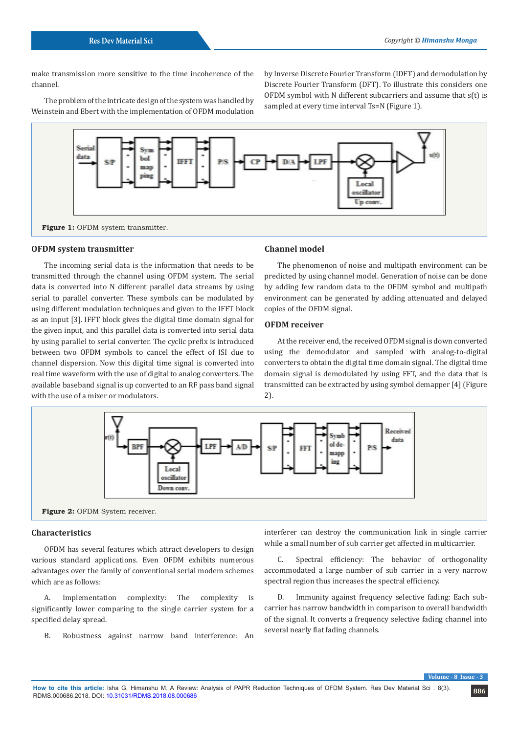make transmission more sensitive to the time incoherence of the channel.

The problem of the intricate design of the system was handled by Weinstein and Ebert with the implementation of OFDM modulation by Inverse Discrete Fourier Transform (IDFT) and demodulation by Discrete Fourier Transform (DFT). To illustrate this considers one OFDM symbol with N different subcarriers and assume that s(t) is sampled at every time interval Ts=N (Figure 1).

**Figure 1:** OFDM system transmitter.

### OFDM system transmitter

The incoming serial data is the information that needs to be transmitted through the channel using OFDM system. The serial data is converted into N different parallel data streams by using serial to parallel converter. These symbols can be modulated by using different modulation techniques and given to the IFFT block as an input [3]. IFFT block gives the digital time domain signal for the given input, and this parallel data is converted into serial data by using parallel to serial converter. The cyclic prefix is introduced between two OFDM symbols to cancel the effect of ISI due to channel dispersion. Now this digital time signal is converted into real time waveform with the use of digital to analog converters. The available baseband signal is up converted to an RF pass band signal with the use of a mixer or modulators.

### Channel model

The phenomenon of noise and multipath environment can be predicted by using channel model. Generation of noise can be done by adding few random data to the OFDM symbol and multipath environment can be generated by adding attenuated and delayed copies of the OFDM signal.

### OFDM receiver

At the receiver end, the received OFDM signal is down converted using the demodulator and sampled with analog-to-digital converters to obtain the digital time domain signal. The digital time domain signal is demodulated by using FFT, and the data that is transmitted can be extracted by using symbol demapper [4] (Figure 2).

**Figure 2:** OFDM System receiver.

### Characteristics

OFDM has several features which attract developers to design various standard applications. Even OFDM exhibits numerous advantages over the family of conventional serial modem schemes which are as follows:

A. Implementation complexity: The complexity is significantly lower comparing to the single carrier system for a specified delay spread.

B. Robustness against narrow band interference: An interferer can destroy the communication link in single carrier while a small number of sub carrier get affected in multicarrier.

C. Spectral efficiency: The behavior of orthogonality accommodated a large number of sub carrier in a very narrow spectral region thus increases the spectral efficiency.

D. Immunity against frequency selective fading: Each sub-carrier has narrow bandwidth in comparison to overall bandwidth of the signal. It converts a frequency selective fading channel into several nearly flat fading channels.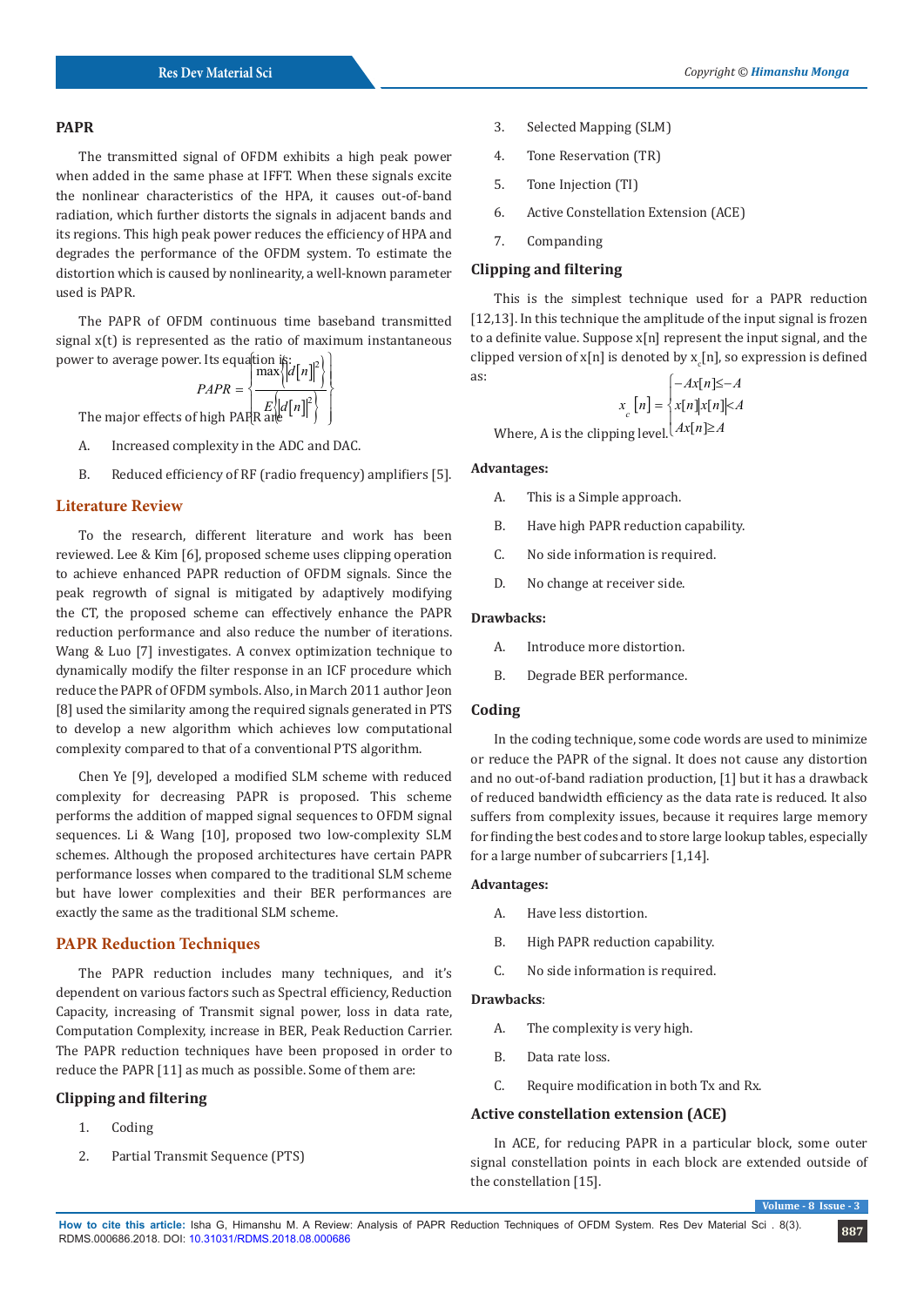## PAPR

The transmitted signal of OFDM exhibits a high peak power when added in the same phase at IFFT. When these signals excite the nonlinear characteristics of the HPA, it causes out-of-band radiation, which further distorts the signals in adjacent bands and its regions. This high peak power reduces the efficiency of HPA and degrades the performance of the OFDM system. To estimate the distortion which is caused by nonlinearity, a well-known parameter used is PAPR.

The PAPR of OFDM continuous time baseband transmitted signal x(t) is represented as the ratio of maximum instantaneous power to average power. Its equation is:

$$PAPR = \left\{ \frac{\max\left\{ \left| d[n] \right|^2 \right\}}{E\left\{ \left| d[n] \right|^2 \right\}} \right\}$$

The major effects of high PAPR are

A. Increased complexity in the ADC and DAC.

B. Reduced efficiency of RF (radio frequency) amplifiers [5].

## Literature Review

To the research, different literature and work has been reviewed. Lee & Kim [6], proposed scheme uses clipping operation to achieve enhanced PAPR reduction of OFDM signals. Since the peak regrowth of signal is mitigated by adaptively modifying the CT, the proposed scheme can effectively enhance the PAPR reduction performance and also reduce the number of iterations. Wang & Luo [7] investigates. A convex optimization technique to dynamically modify the filter response in an ICF procedure which reduce the PAPR of OFDM symbols. Also, in March 2011 author Jeon [8] used the similarity among the required signals generated in PTS to develop a new algorithm which achieves low computational complexity compared to that of a conventional PTS algorithm.

Chen Ye [9], developed a modified SLM scheme with reduced complexity for decreasing PAPR is proposed. This scheme performs the addition of mapped signal sequences to OFDM signal sequences. Li & Wang [10], proposed two low-complexity SLM schemes. Although the proposed architectures have certain PAPR performance losses when compared to the traditional SLM scheme but have lower complexities and their BER performances are exactly the same as the traditional SLM scheme.

## PAPR Reduction Techniques

The PAPR reduction includes many techniques, and it's dependent on various factors such as Spectral efficiency, Reduction Capacity, increasing of Transmit signal power, loss in data rate, Computation Complexity, increase in BER, Peak Reduction Carrier. The PAPR reduction techniques have been proposed in order to reduce the PAPR [11] as much as possible. Some of them are:

### Clipping and filtering

1. Coding
2. Partial Transmit Sequence (PTS)
3. Selected Mapping (SLM)
4. Tone Reservation (TR)
5. Tone Injection (TI)
6. Active Constellation Extension (ACE)
7. Companding

### Clipping and filtering

This is the simplest technique used for a PAPR reduction [12,13]. In this technique the amplitude of the input signal is frozen to a definite value. Suppose x[n] represent the input signal, and the clipped version of x[n] is denoted by $x_c[n]$, so expression is defined as:

$$x_c[n] = \begin{cases} -A & x[n] \le -A \\ x[n] & |x[n]| < A \\ A & x[n] \ge A \end{cases}$$

Where, A is the clipping level.

**Advantages:**

A. This is a Simple approach.

B. Have high PAPR reduction capability.

C. No side information is required.

D. No change at receiver side.

**Drawbacks:**

A. Introduce more distortion.

B. Degrade BER performance.

### Coding

In the coding technique, some code words are used to minimize or reduce the PAPR of the signal. It does not cause any distortion and no out-of-band radiation production, [1] but it has a drawback of reduced bandwidth efficiency as the data rate is reduced. It also suffers from complexity issues, because it requires large memory for finding the best codes and to store large lookup tables, especially for a large number of subcarriers [1,14].

**Advantages:**

A. Have less distortion.

B. High PAPR reduction capability.

C. No side information is required.

**Drawbacks**:

A. The complexity is very high.

B. Data rate loss.

C. Require modification in both Tx and Rx.

### Active constellation extension (ACE)

In ACE, for reducing PAPR in a particular block, some outer signal constellation points in each block are extended outside of the constellation [15].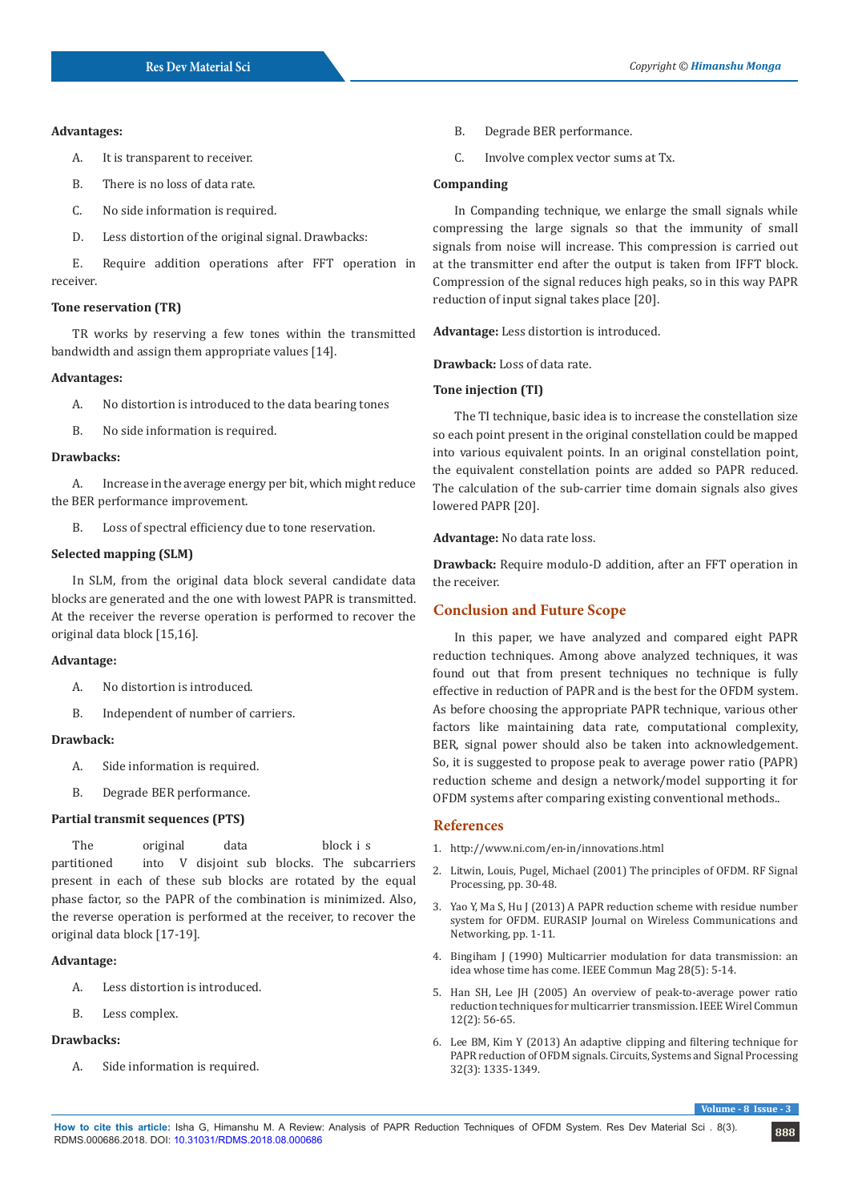**Advantages:**

A. It is transparent to receiver.

B. There is no loss of data rate.

C. No side information is required.

D. Less distortion of the original signal. Drawbacks:

E. Require addition operations after FFT operation in receiver.

**Tone reservation (TR)**

TR works by reserving a few tones within the transmitted bandwidth and assign them appropriate values [14].

**Advantages:**

A. No distortion is introduced to the data bearing tones

B. No side information is required.

**Drawbacks:**

A. Increase in the average energy per bit, which might reduce the BER performance improvement.

B. Loss of spectral efficiency due to tone reservation.

**Selected mapping (SLM)**

In SLM, from the original data block several candidate data blocks are generated and the one with lowest PAPR is transmitted. At the receiver the reverse operation is performed to recover the original data block [15,16].

**Advantage:**

A. No distortion is introduced.

B. Independent of number of carriers.

**Drawback:**

A. Side information is required.

B. Degrade BER performance.

**Partial transmit sequences (PTS)**

The original data block i s partitioned into V disjoint sub blocks. The subcarriers present in each of these sub blocks are rotated by the equal phase factor, so the PAPR of the combination is minimized. Also, the reverse operation is performed at the receiver, to recover the original data block [17-19].

**Advantage:**

A. Less distortion is introduced.

B. Less complex.

**Drawbacks:**

A. Side information is required.

B. Degrade BER performance.

C. Involve complex vector sums at Tx.

**Companding**

In Companding technique, we enlarge the small signals while compressing the large signals so that the immunity of small signals from noise will increase. This compression is carried out at the transmitter end after the output is taken from IFFT block. Compression of the signal reduces high peaks, so in this way PAPR reduction of input signal takes place [20].

**Advantage:** Less distortion is introduced.

**Drawback:** Loss of data rate.

**Tone injection (TI)**

The TI technique, basic idea is to increase the constellation size so each point present in the original constellation could be mapped into various equivalent points. In an original constellation point, the equivalent constellation points are added so PAPR reduced. The calculation of the sub-carrier time domain signals also gives lowered PAPR [20].

**Advantage:** No data rate loss.

**Drawback:** Require modulo-D addition, after an FFT operation in the receiver.

## Conclusion and Future Scope

In this paper, we have analyzed and compared eight PAPR reduction techniques. Among above analyzed techniques, it was found out that from present techniques no technique is fully effective in reduction of PAPR and is the best for the OFDM system. As before choosing the appropriate PAPR technique, various other factors like maintaining data rate, computational complexity, BER, signal power should also be taken into acknowledgement. So, it is suggested to propose peak to average power ratio (PAPR) reduction scheme and design a network/model supporting it for OFDM systems after comparing existing conventional methods..

## References

1. http://www.ni.com/en-in/innovations.html
2. Litwin, Louis, Pugel, Michael (2001) The principles of OFDM. RF Signal Processing, pp. 30-48.
3. Yao Y, Ma S, Hu J (2013) A PAPR reduction scheme with residue number system for OFDM. EURASIP Journal on Wireless Communications and Networking, pp. 1-11.
4. Bingiham J (1990) Multicarrier modulation for data transmission: an idea whose time has come. IEEE Commun Mag 28(5): 5-14.
5. Han SH, Lee JH (2005) An overview of peak-to-average power ratio reduction techniques for multicarrier transmission. IEEE Wirel Commun 12(2): 56-65.
6. Lee BM, Kim Y (2013) An adaptive clipping and filtering technique for PAPR reduction of OFDM signals. Circuits, Systems and Signal Processing 32(3): 1335-1349.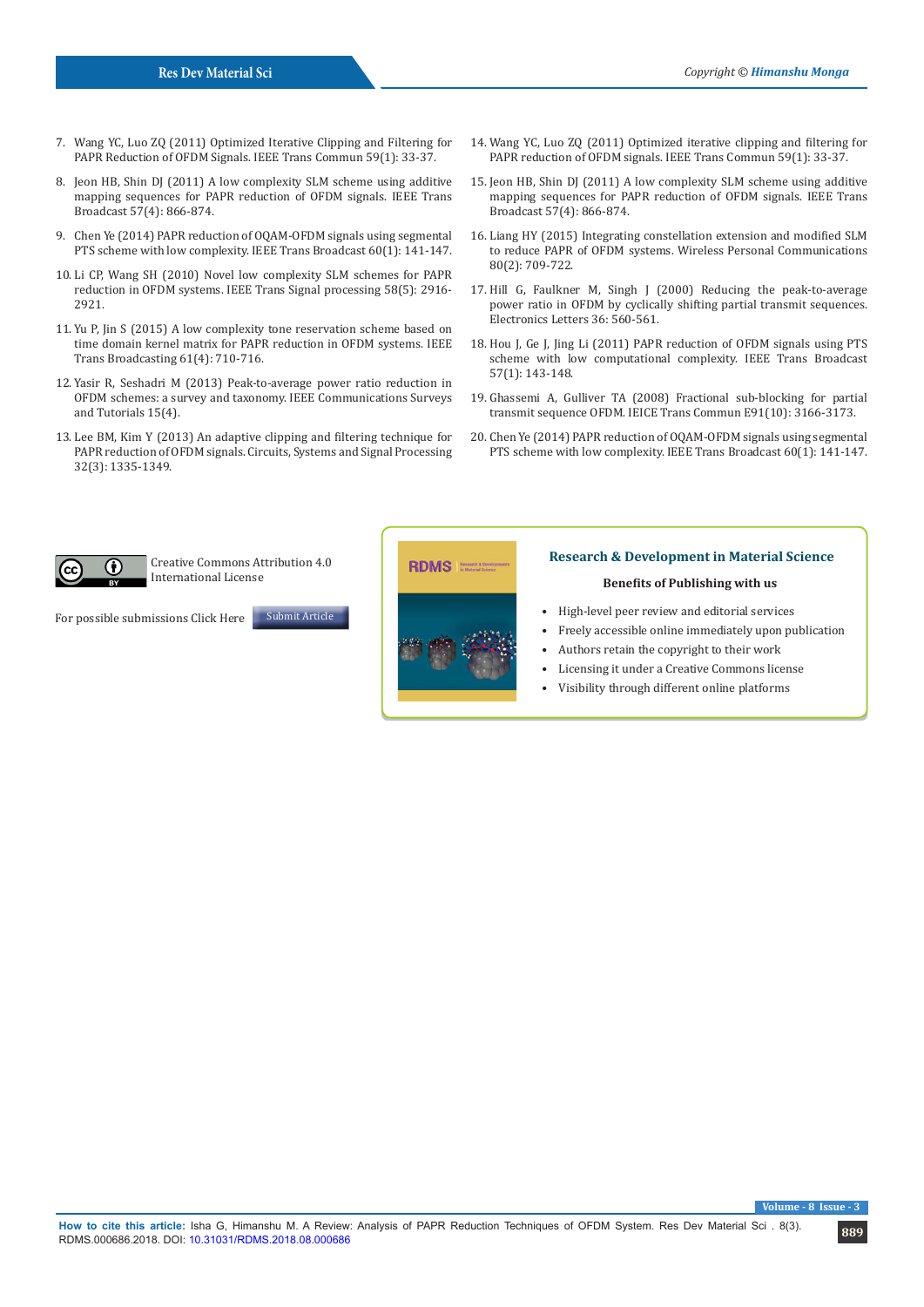7. Wang YC, Luo ZQ (2011) Optimized Iterative Clipping and Filtering for PAPR Reduction of OFDM Signals. IEEE Trans Commun 59(1): 33-37.
8. Jeon HB, Shin DJ (2011) A low complexity SLM scheme using additive mapping sequences for PAPR reduction of OFDM signals. IEEE Trans Broadcast 57(4): 866-874.
9. Chen Ye (2014) PAPR reduction of OQAM-OFDM signals using segmental PTS scheme with low complexity. IEEE Trans Broadcast 60(1): 141-147.
10. Li CP, Wang SH (2010) Novel low complexity SLM schemes for PAPR reduction in OFDM systems. IEEE Trans Signal processing 58(5): 2916-2921.
11. Yu P, Jin S (2015) A low complexity tone reservation scheme based on time domain kernel matrix for PAPR reduction in OFDM systems. IEEE Trans Broadcasting 61(4): 710-716.
12. Yasir R, Seshadri M (2013) Peak-to-average power ratio reduction in OFDM schemes: a survey and taxonomy. IEEE Communications Surveys and Tutorials 15(4).
13. Lee BM, Kim Y (2013) An adaptive clipping and filtering technique for PAPR reduction of OFDM signals. Circuits, Systems and Signal Processing 32(3): 1335-1349.
14. Wang YC, Luo ZQ (2011) Optimized iterative clipping and filtering for PAPR reduction of OFDM signals. IEEE Trans Commun 59(1): 33-37.
15. Jeon HB, Shin DJ (2011) A low complexity SLM scheme using additive mapping sequences for PAPR reduction of OFDM signals. IEEE Trans Broadcast 57(4): 866-874.
16. Liang HY (2015) Integrating constellation extension and modified SLM to reduce PAPR of OFDM systems. Wireless Personal Communications 80(2): 709-722.
17. Hill G, Faulkner M, Singh J (2000) Reducing the peak-to-average power ratio in OFDM by cyclically shifting partial transmit sequences. Electronics Letters 36: 560-561.
18. Hou J, Ge J, Jing Li (2011) PAPR reduction of OFDM signals using PTS scheme with low computational complexity. IEEE Trans Broadcast 57(1): 143-148.
19. Ghassemi A, Gulliver TA (2008) Fractional sub-blocking for partial transmit sequence OFDM. IEICE Trans Commun E91(10): 3166-3173.
20. Chen Ye (2014) PAPR reduction of OQAM-OFDM signals using segmental PTS scheme with low complexity. IEEE Trans Broadcast 60(1): 141-147.

Creative Commons Attribution 4.0 International License

For possible submissions Click Here Submit Article

**Research & Development in Material Science**

**Benefits of Publishing with us**

- High-level peer review and editorial services
- Freely accessible online immediately upon publication
- Authors retain the copyright to their work
- Licensing it under a Creative Commons license
- Visibility through different online platforms

**How to cite this article:** Isha G, Himanshu M. A Review: Analysis of PAPR Reduction Techniques of OFDM System. Res Dev Material Sci . 8(3). RDMS.000686.2018. DOI: 10.31031/RDMS.2018.08.000686